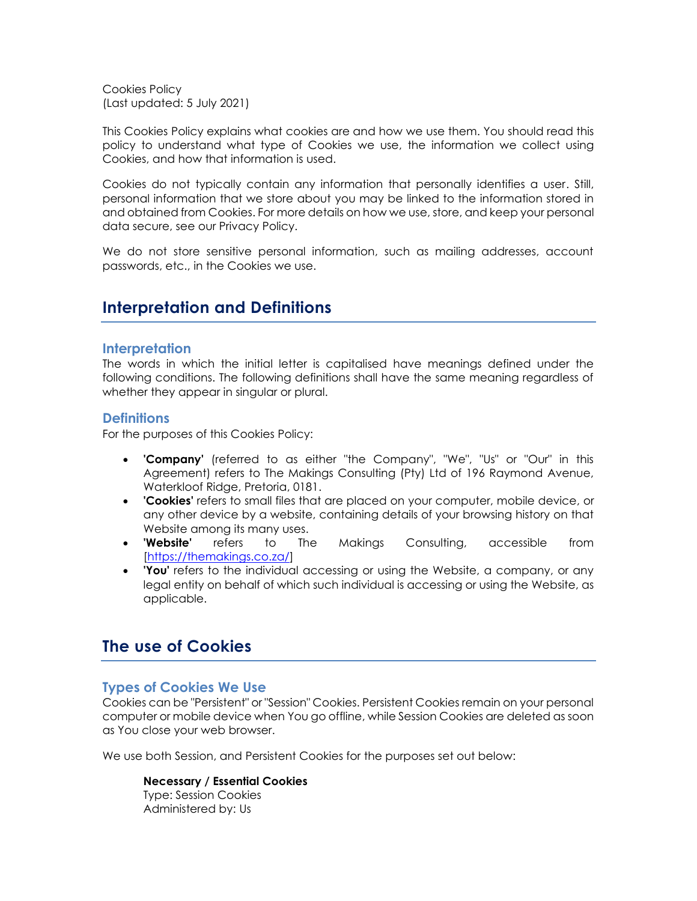Cookies Policy
(Last updated: 5 July 2021)

This Cookies Policy explains what cookies are and how we use them. You should read this policy to understand what type of Cookies we use, the information we collect using Cookies, and how that information is used.

Cookies do not typically contain any information that personally identifies a user. Still, personal information that we store about you may be linked to the information stored in and obtained from Cookies. For more details on how we use, store, and keep your personal data secure, see our Privacy Policy.

We do not store sensitive personal information, such as mailing addresses, account passwords, etc., in the Cookies we use.

# Interpretation and Definitions

## Interpretation

The words in which the initial letter is capitalised have meanings defined under the following conditions. The following definitions shall have the same meaning regardless of whether they appear in singular or plural.

## Definitions

For the purposes of this Cookies Policy:

- **'Company'** (referred to as either "the Company", "We", "Us" or "Our" in this Agreement) refers to The Makings Consulting (Pty) Ltd of 196 Raymond Avenue, Waterkloof Ridge, Pretoria, 0181.
- **'Cookies'** refers to small files that are placed on your computer, mobile device, or any other device by a website, containing details of your browsing history on that Website among its many uses.
- **'Website'** refers to The Makings Consulting, accessible from [https://themakings.co.za/]
- **'You'** refers to the individual accessing or using the Website, a company, or any legal entity on behalf of which such individual is accessing or using the Website, as applicable.

# The use of Cookies

## Types of Cookies We Use

Cookies can be "Persistent" or "Session" Cookies. Persistent Cookies remain on your personal computer or mobile device when You go offline, while Session Cookies are deleted as soon as You close your web browser.

We use both Session, and Persistent Cookies for the purposes set out below:

**Necessary / Essential Cookies**
Type: Session Cookies
Administered by: Us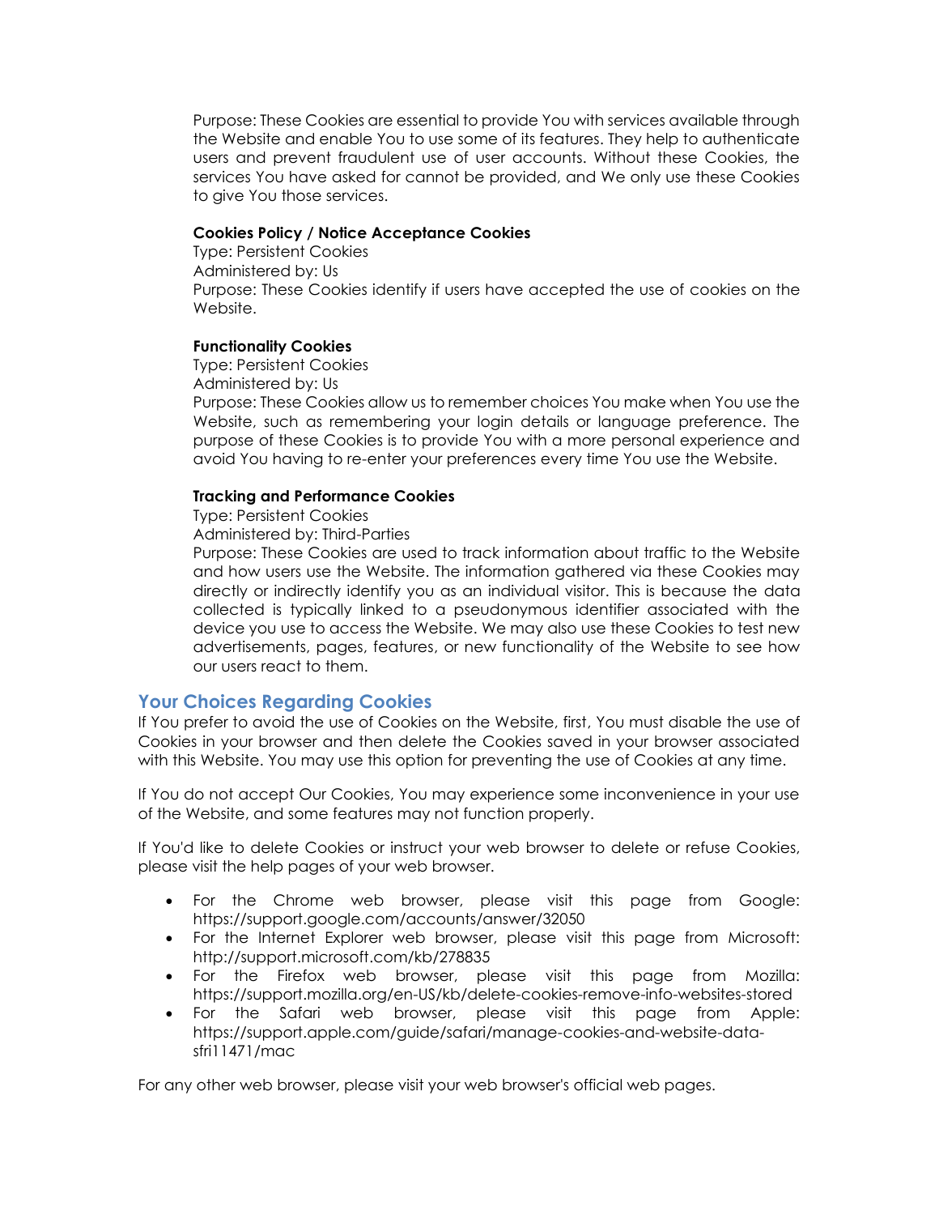Purpose: These Cookies are essential to provide You with services available through the Website and enable You to use some of its features. They help to authenticate users and prevent fraudulent use of user accounts. Without these Cookies, the services You have asked for cannot be provided, and We only use these Cookies to give You those services.

**Cookies Policy / Notice Acceptance Cookies**
Type: Persistent Cookies
Administered by: Us
Purpose: These Cookies identify if users have accepted the use of cookies on the Website.

**Functionality Cookies**
Type: Persistent Cookies
Administered by: Us
Purpose: These Cookies allow us to remember choices You make when You use the Website, such as remembering your login details or language preference. The purpose of these Cookies is to provide You with a more personal experience and avoid You having to re-enter your preferences every time You use the Website.

**Tracking and Performance Cookies**
Type: Persistent Cookies
Administered by: Third-Parties
Purpose: These Cookies are used to track information about traffic to the Website and how users use the Website. The information gathered via these Cookies may directly or indirectly identify you as an individual visitor. This is because the data collected is typically linked to a pseudonymous identifier associated with the device you use to access the Website. We may also use these Cookies to test new advertisements, pages, features, or new functionality of the Website to see how our users react to them.

## Your Choices Regarding Cookies

If You prefer to avoid the use of Cookies on the Website, first, You must disable the use of Cookies in your browser and then delete the Cookies saved in your browser associated with this Website. You may use this option for preventing the use of Cookies at any time.

If You do not accept Our Cookies, You may experience some inconvenience in your use of the Website, and some features may not function properly.

If You'd like to delete Cookies or instruct your web browser to delete or refuse Cookies, please visit the help pages of your web browser.

- For the Chrome web browser, please visit this page from Google: https://support.google.com/accounts/answer/32050
- For the Internet Explorer web browser, please visit this page from Microsoft: http://support.microsoft.com/kb/278835
- For the Firefox web browser, please visit this page from Mozilla: https://support.mozilla.org/en-US/kb/delete-cookies-remove-info-websites-stored
- For the Safari web browser, please visit this page from Apple: https://support.apple.com/guide/safari/manage-cookies-and-website-data-sfri11471/mac

For any other web browser, please visit your web browser's official web pages.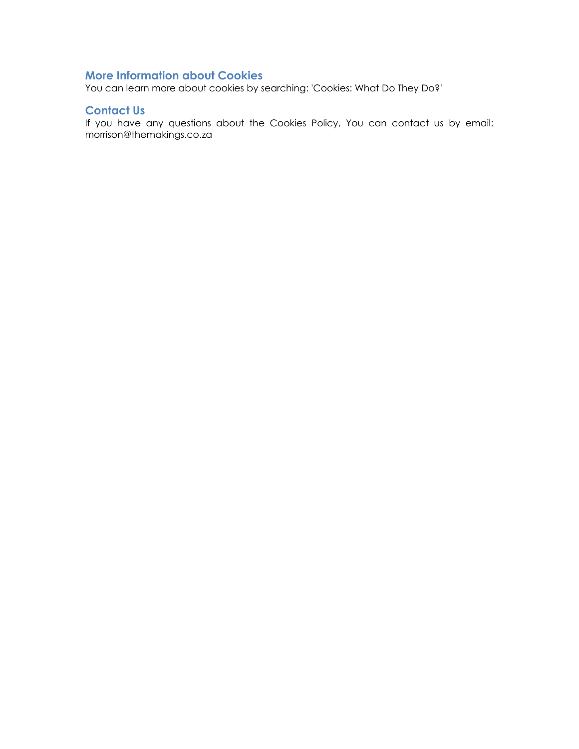## More Information about Cookies

You can learn more about cookies by searching: 'Cookies: What Do They Do?'

## Contact Us

If you have any questions about the Cookies Policy, You can contact us by email: morrison@themakings.co.za